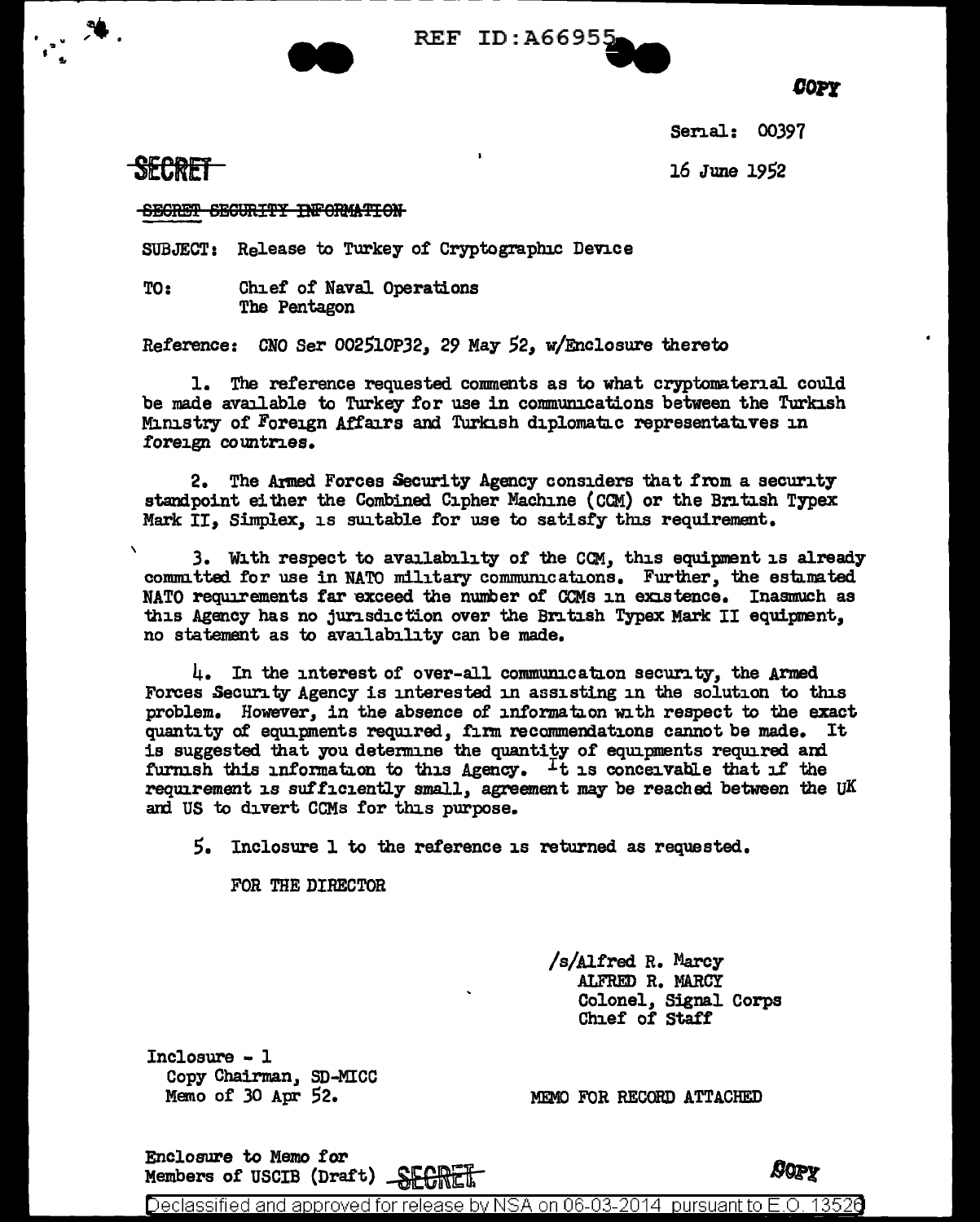REF ID:A66955

COPY

Serial: 00397

SECRET

16 June 1952

~~SECRET SECURITY INFORMATION~~

SUBJECT: Release to Turkey of Cryptographic Device

TO: Chief of Naval Operations
The Pentagon

Reference: CNO Ser 002510P32, 29 May 52, w/Enclosure thereto

1. The reference requested comments as to what cryptomaterial could be made available to Turkey for use in communications between the Turkish Ministry of Foreign Affairs and Turkish diplomatic representatives in foreign countries.

2. The Armed Forces Security Agency considers that from a security standpoint either the Combined Cipher Machine (CCM) or the British Typex Mark II, Simplex, is suitable for use to satisfy this requirement.

3. With respect to availability of the CCM, this equipment is already committed for use in NATO military communications. Further, the estimated NATO requirements far exceed the number of CCMs in existence. Inasmuch as this Agency has no jurisdiction over the British Typex Mark II equipment, no statement as to availability can be made.

4. In the interest of over-all communication security, the Armed Forces Security Agency is interested in assisting in the solution to this problem. However, in the absence of information with respect to the exact quantity of equipments required, firm recommendations cannot be made. It is suggested that you determine the quantity of equipments required and furnish this information to this Agency. It is conceivable that if the requirement is sufficiently small, agreement may be reached between the UK and US to divert CCMs for this purpose.

5. Inclosure 1 to the reference is returned as requested.

FOR THE DIRECTOR

/s/Alfred R. Marcy
ALFRED R. MARCY
Colonel, Signal Corps
Chief of Staff

Inclosure - 1
Copy Chairman, SD-MICC
Memo of 30 Apr 52.

MEMO FOR RECORD ATTACHED

Enclosure to Memo for
Members of USCIB (Draft) SECRET

COPY

Declassified and approved for release by NSA on 06-03-2014 pursuant to E.O. 13526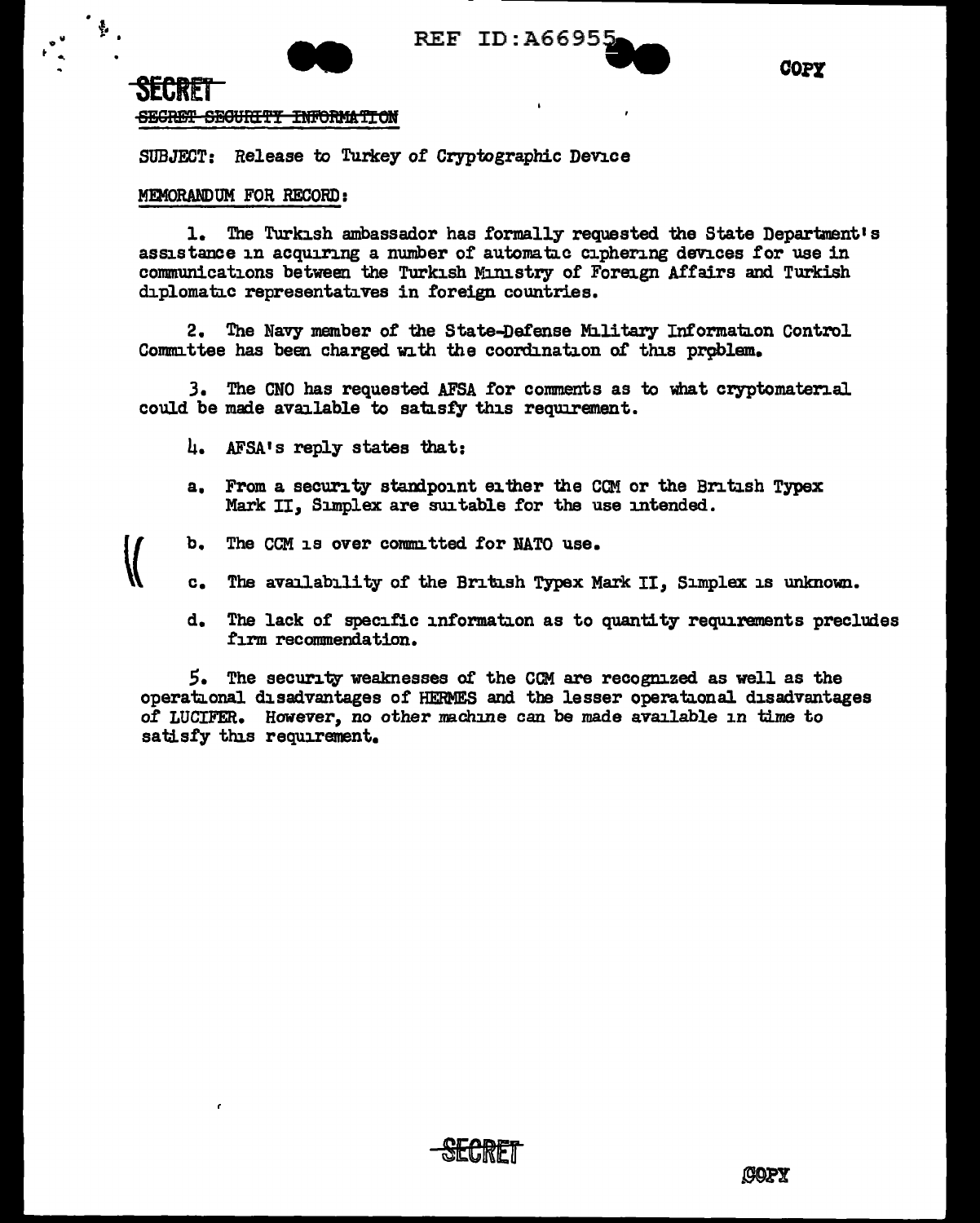**SECRET**

~~SECRET SECURITY INFORMATION~~

SUBJECT: Release to Turkey of Cryptographic Device

MEMORANDUM FOR RECORD:

1. The Turkish ambassador has formally requested the State Department's assistance in acquiring a number of automatic ciphering devices for use in communications between the Turkish Ministry of Foreign Affairs and Turkish diplomatic representatives in foreign countries.

2. The Navy member of the State-Defense Military Information Control Committee has been charged with the coordination of this problem.

3. The CNO has requested AFSA for comments as to what cryptomaterial could be made available to satisfy this requirement.

4. AFSA's reply states that:

   a. From a security standpoint either the CCM or the British Typex Mark II, Simplex are suitable for the use intended.

   b. The CCM is over committed for NATO use.

   c. The availability of the British Typex Mark II, Simplex is unknown.

   d. The lack of specific information as to quantity requirements precludes firm recommendation.

5. The security weaknesses of the CCM are recognized as well as the operational disadvantages of HERMES and the lesser operational disadvantages of LUCIFER. However, no other machine can be made available in time to satisfy this requirement.

**SECRET**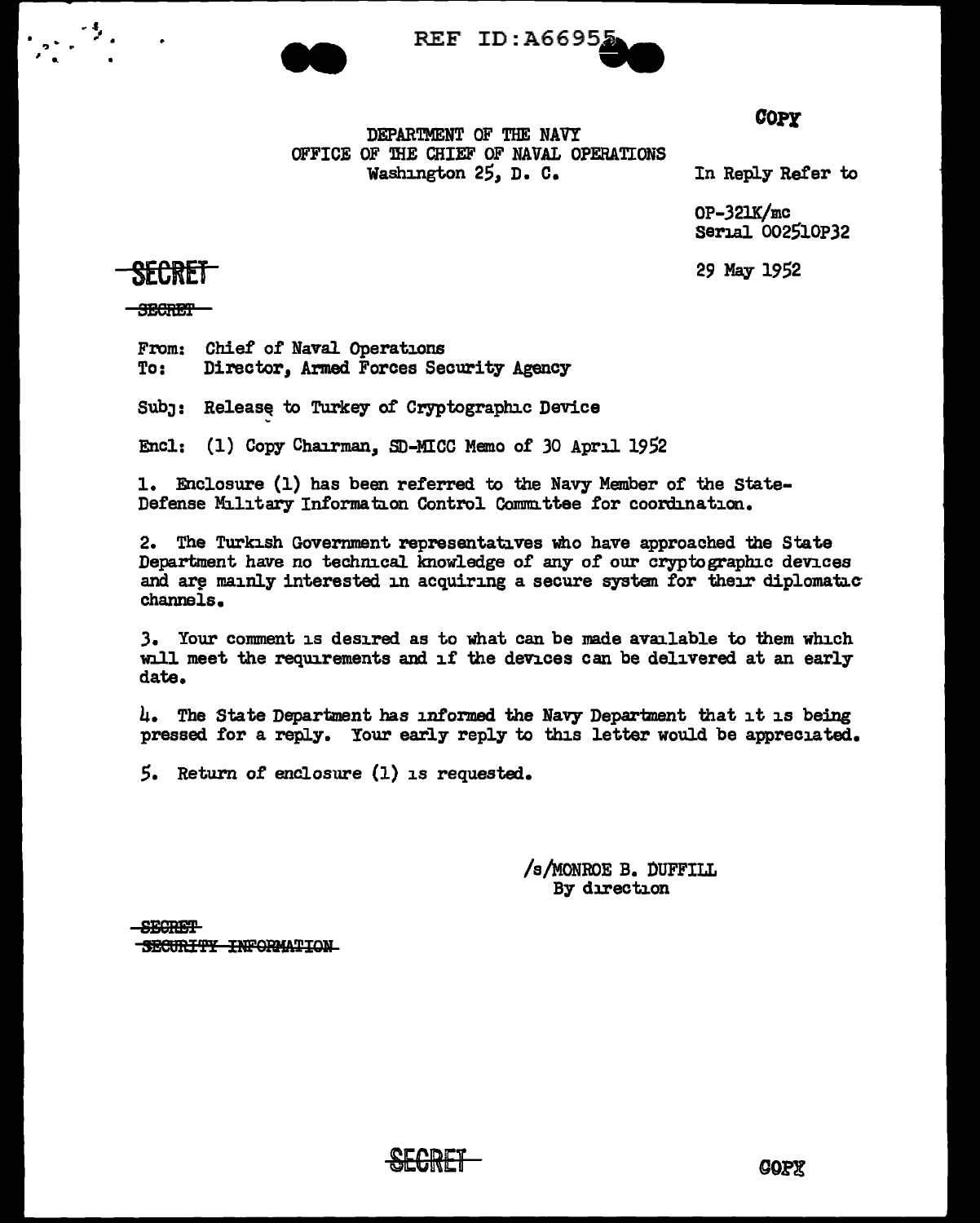REF ID:A66955

COPY

DEPARTMENT OF THE NAVY
OFFICE OF THE CHIEF OF NAVAL OPERATIONS
Washington 25, D. C.

In Reply Refer to

OP-321K/mc
Serial 002510P32

29 May 1952

~~SECRET~~

~~SECRET~~

From: Chief of Naval Operations
To: Director, Armed Forces Security Agency

Subj: Release to Turkey of Cryptographic Device

Encl: (1) Copy Chairman, SD-MICC Memo of 30 April 1952

1. Enclosure (1) has been referred to the Navy Member of the State-Defense Military Information Control Committee for coordination.

2. The Turkish Government representatives who have approached the State Department have no technical knowledge of any of our cryptographic devices and are mainly interested in acquiring a secure system for their diplomatic channels.

3. Your comment is desired as to what can be made available to them which will meet the requirements and if the devices can be delivered at an early date.

4. The State Department has informed the Navy Department that it is being pressed for a reply. Your early reply to this letter would be appreciated.

5. Return of enclosure (1) is requested.

/s/MONROE B. DUFFILL
By direction

~~SECRET~~
~~SECURITY INFORMATION~~

~~SECRET~~

COPY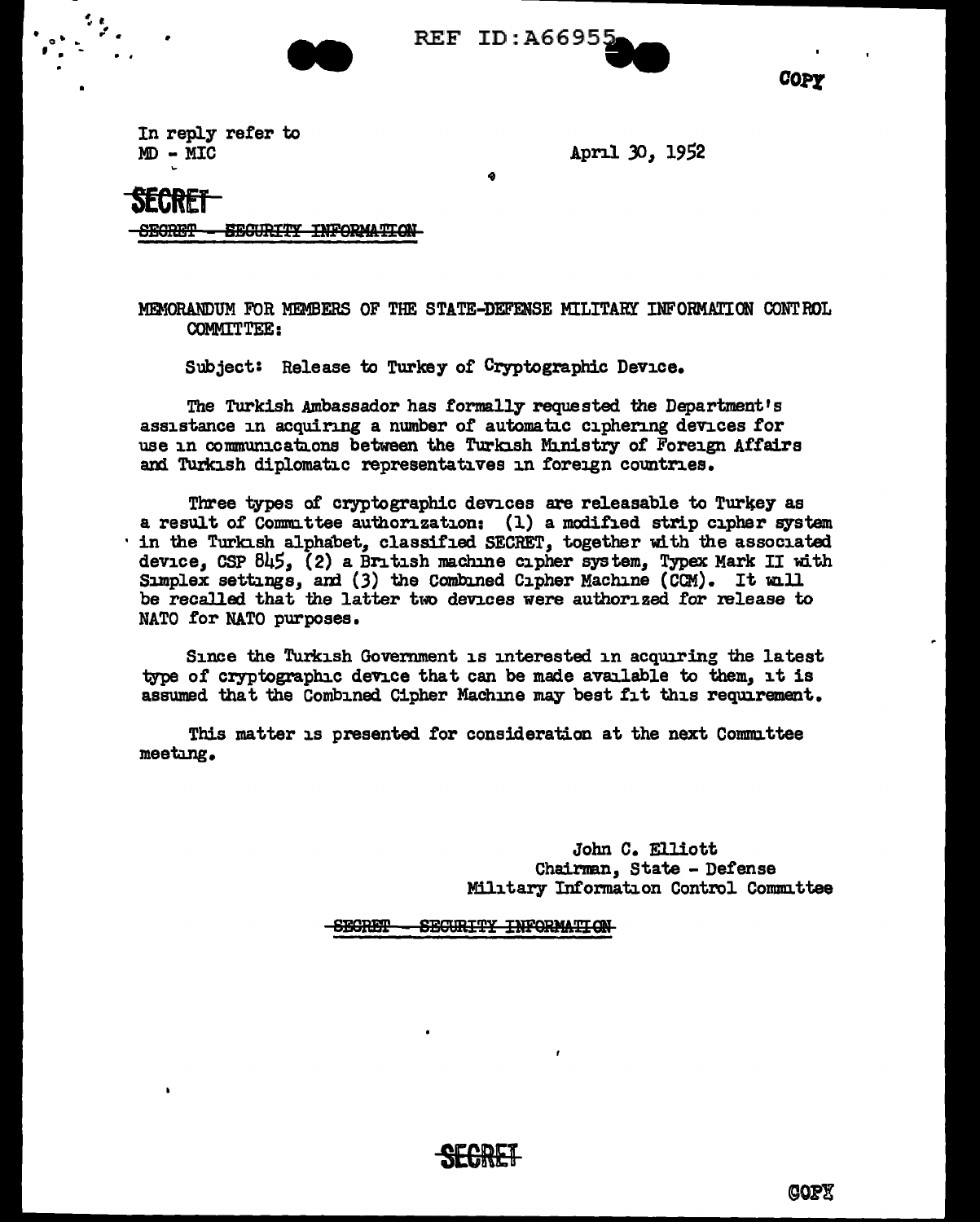In reply refer to
MD - MIC

April 30, 1952

SECRET

~~SECRET - SECURITY INFORMATION~~

MEMORANDUM FOR MEMBERS OF THE STATE-DEFENSE MILITARY INFORMATION CONTROL COMMITTEE:

Subject: Release to Turkey of Cryptographic Device.

The Turkish Ambassador has formally requested the Department's assistance in acquiring a number of automatic ciphering devices for use in communications between the Turkish Ministry of Foreign Affairs and Turkish diplomatic representatives in foreign countries.

Three types of cryptographic devices are releasable to Turkey as a result of Committee authorization: (1) a modified strip cipher system in the Turkish alphabet, classified SECRET, together with the associated device, CSP 845, (2) a British machine cipher system, Typex Mark II with Simplex settings, and (3) the Combined Cipher Machine (CCM). It will be recalled that the latter two devices were authorized for release to NATO for NATO purposes.

Since the Turkish Government is interested in acquiring the latest type of cryptographic device that can be made available to them, it is assumed that the Combined Cipher Machine may best fit this requirement.

This matter is presented for consideration at the next Committee meeting.

John C. Elliott
Chairman, State - Defense
Military Information Control Committee

~~SECRET - SECURITY INFORMATION~~

SECRET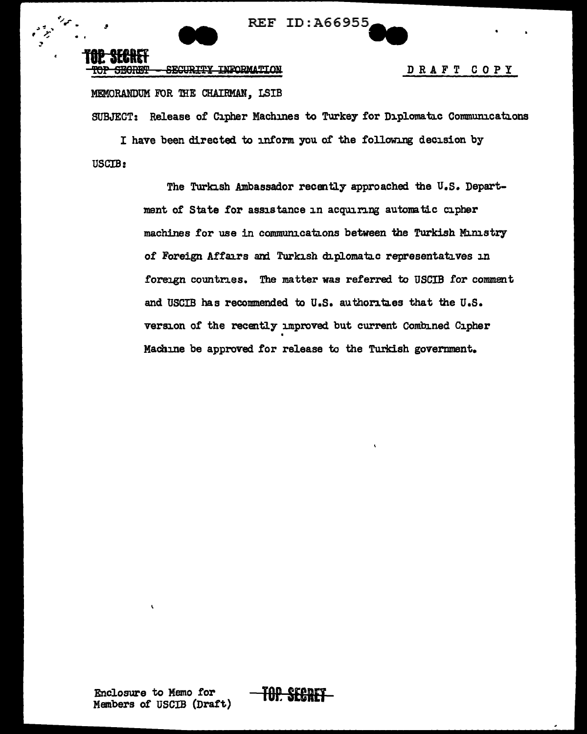TOP SECRET

~~TOP SECRET - SECURITY INFORMATION~~

DRAFT COPY

MEMORANDUM FOR THE CHAIRMAN, LSIB

SUBJECT: Release of Cipher Machines to Turkey for Diplomatic Communications

I have been directed to inform you of the following decision by USCIB:

> The Turkish Ambassador recently approached the U.S. Department of State for assistance in acquiring automatic cipher machines for use in communications between the Turkish Ministry of Foreign Affairs and Turkish diplomatic representatives in foreign countries. The matter was referred to USCIB for comment and USCIB has recommended to U.S. authorities that the U.S. version of the recently improved but current Combined Cipher Machine be approved for release to the Turkish government.

Enclosure to Memo for
Members of USCIB (Draft)

TOP SECRET